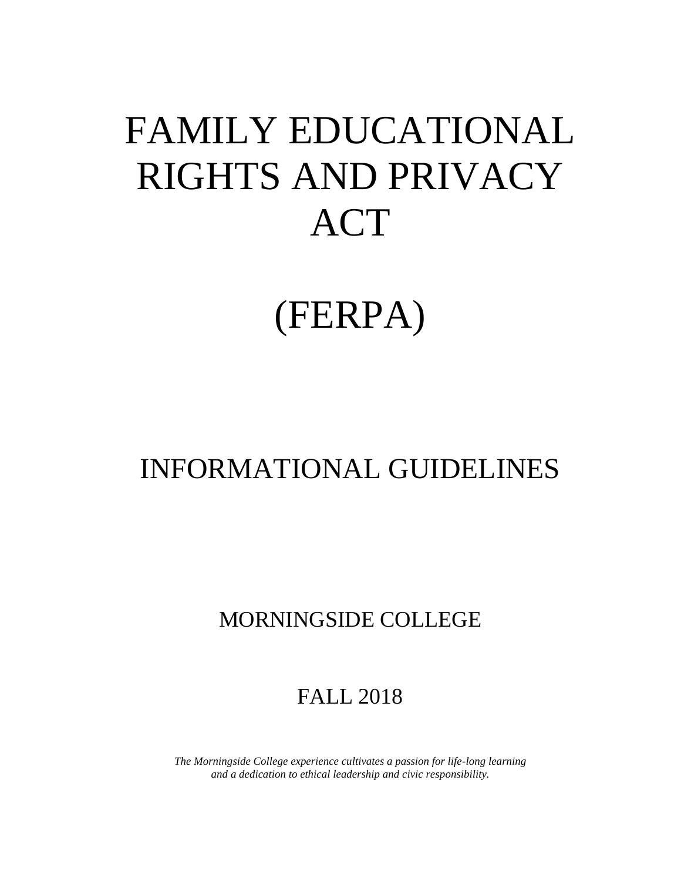# FAMILY EDUCATIONAL RIGHTS AND PRIVACY ACT

# (FERPA)

## INFORMATIONAL GUIDELINES

MORNINGSIDE COLLEGE

FALL 2018

*The Morningside College experience cultivates a passion for life-long learning and a dedication to ethical leadership and civic responsibility.*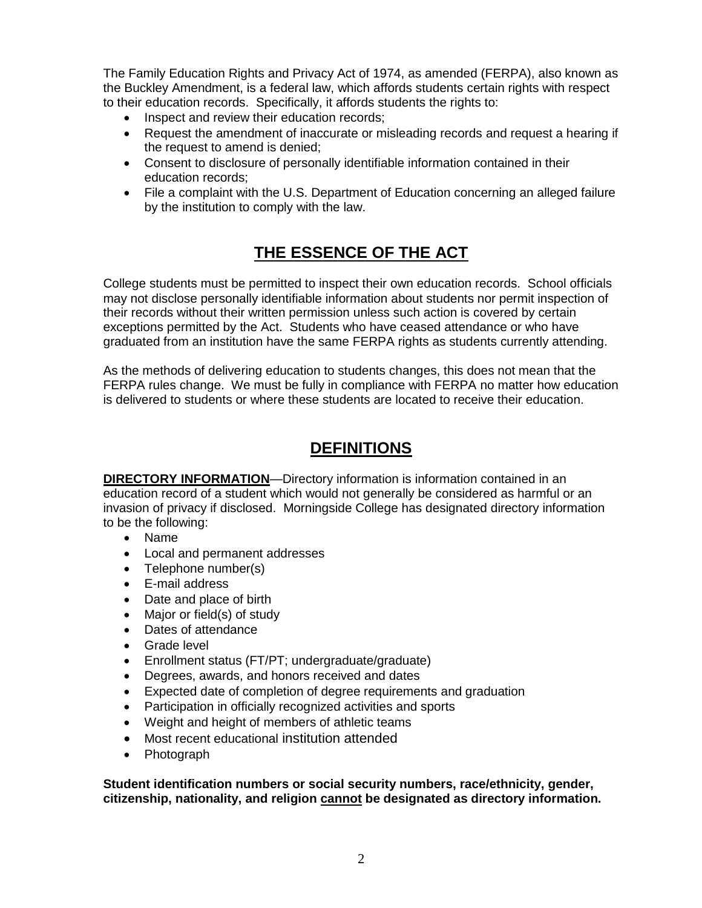The Family Education Rights and Privacy Act of 1974, as amended (FERPA), also known as the Buckley Amendment, is a federal law, which affords students certain rights with respect to their education records. Specifically, it affords students the rights to:

- Inspect and review their education records;
- Request the amendment of inaccurate or misleading records and request a hearing if the request to amend is denied;
- Consent to disclosure of personally identifiable information contained in their education records;
- File a complaint with the U.S. Department of Education concerning an alleged failure by the institution to comply with the law.

## THE ESSENCE OF THE ACT

College students must be permitted to inspect their own education records. School officials may not disclose personally identifiable information about students nor permit inspection of their records without their written permission unless such action is covered by certain exceptions permitted by the Act. Students who have ceased attendance or who have graduated from an institution have the same FERPA rights as students currently attending.

As the methods of delivering education to students changes, this does not mean that the FERPA rules change. We must be fully in compliance with FERPA no matter how education is delivered to students or where these students are located to receive their education.

## DEFINITIONS

**DIRECTORY INFORMATION**—Directory information is information contained in an education record of a student which would not generally be considered as harmful or an invasion of privacy if disclosed. Morningside College has designated directory information to be the following:

- Name
- Local and permanent addresses
- Telephone number(s)
- E-mail address
- Date and place of birth
- Major or field(s) of study
- Dates of attendance
- Grade level
- Enrollment status (FT/PT; undergraduate/graduate)
- Degrees, awards, and honors received and dates
- Expected date of completion of degree requirements and graduation
- Participation in officially recognized activities and sports
- Weight and height of members of athletic teams
- Most recent educational institution attended
- Photograph

**Student identification numbers or social security numbers, race/ethnicity, gender, citizenship, nationality, and religion cannot be designated as directory information.**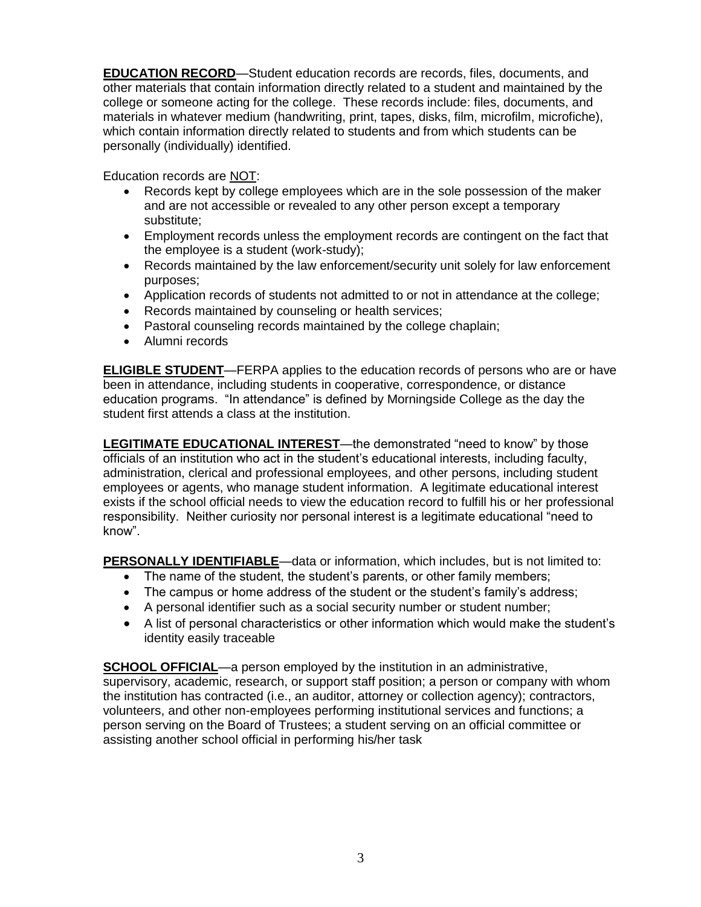**EDUCATION RECORD**—Student education records are records, files, documents, and other materials that contain information directly related to a student and maintained by the college or someone acting for the college. These records include: files, documents, and materials in whatever medium (handwriting, print, tapes, disks, film, microfilm, microfiche), which contain information directly related to students and from which students can be personally (individually) identified.

Education records are NOT:

- Records kept by college employees which are in the sole possession of the maker and are not accessible or revealed to any other person except a temporary substitute;
- Employment records unless the employment records are contingent on the fact that the employee is a student (work-study);
- Records maintained by the law enforcement/security unit solely for law enforcement purposes;
- Application records of students not admitted to or not in attendance at the college;
- Records maintained by counseling or health services;
- Pastoral counseling records maintained by the college chaplain;
- Alumni records

**ELIGIBLE STUDENT**—FERPA applies to the education records of persons who are or have been in attendance, including students in cooperative, correspondence, or distance education programs. "In attendance" is defined by Morningside College as the day the student first attends a class at the institution.

**LEGITIMATE EDUCATIONAL INTEREST**—the demonstrated "need to know" by those officials of an institution who act in the student's educational interests, including faculty, administration, clerical and professional employees, and other persons, including student employees or agents, who manage student information. A legitimate educational interest exists if the school official needs to view the education record to fulfill his or her professional responsibility. Neither curiosity nor personal interest is a legitimate educational "need to know".

**PERSONALLY IDENTIFIABLE**—data or information, which includes, but is not limited to:

- The name of the student, the student's parents, or other family members;
- The campus or home address of the student or the student's family's address;
- A personal identifier such as a social security number or student number;
- A list of personal characteristics or other information which would make the student's identity easily traceable

**SCHOOL OFFICIAL**—a person employed by the institution in an administrative, supervisory, academic, research, or support staff position; a person or company with whom the institution has contracted (i.e., an auditor, attorney or collection agency); contractors, volunteers, and other non-employees performing institutional services and functions; a person serving on the Board of Trustees; a student serving on an official committee or assisting another school official in performing his/her task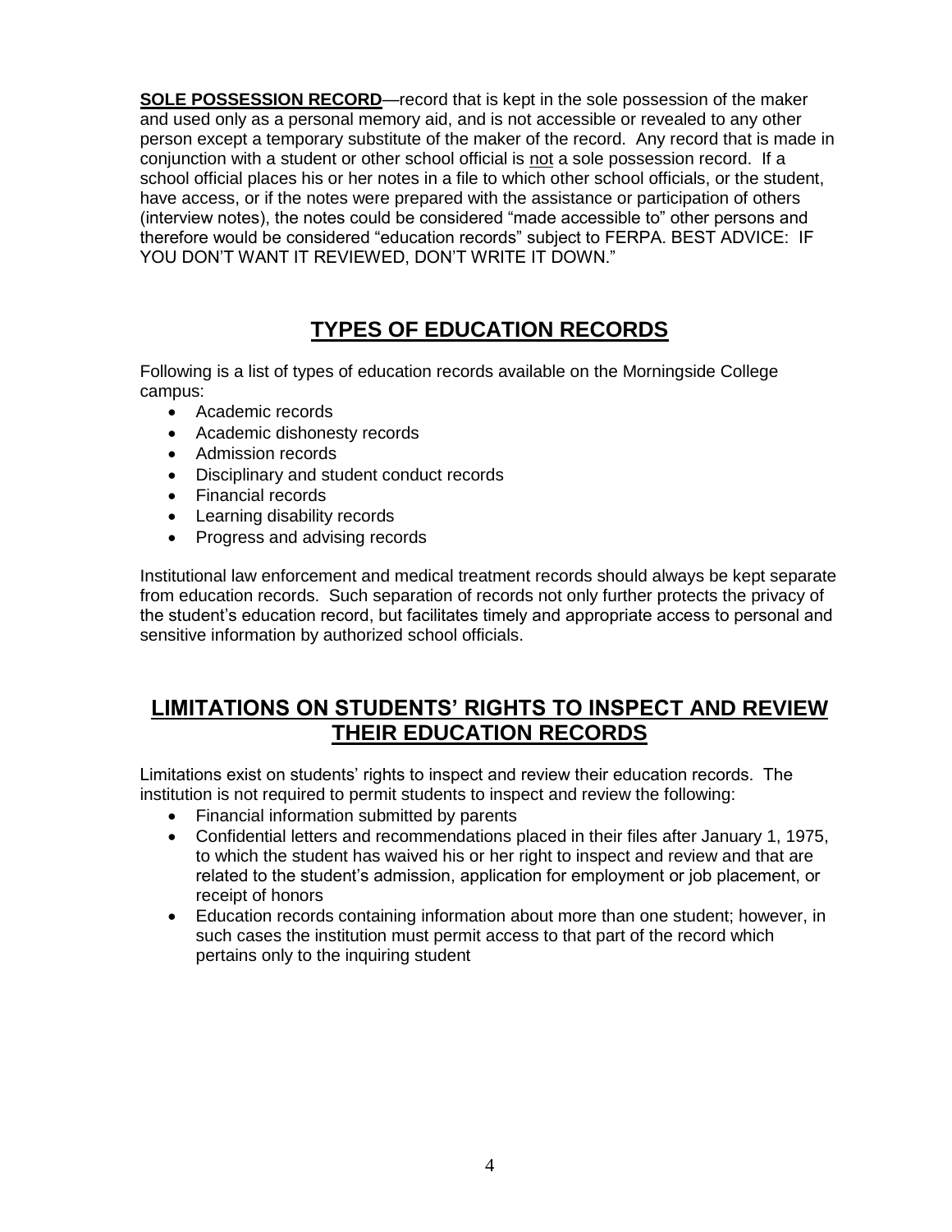**SOLE POSSESSION RECORD**—record that is kept in the sole possession of the maker and used only as a personal memory aid, and is not accessible or revealed to any other person except a temporary substitute of the maker of the record. Any record that is made in conjunction with a student or other school official is not a sole possession record. If a school official places his or her notes in a file to which other school officials, or the student, have access, or if the notes were prepared with the assistance or participation of others (interview notes), the notes could be considered "made accessible to" other persons and therefore would be considered "education records" subject to FERPA. BEST ADVICE: IF YOU DON'T WANT IT REVIEWED, DON'T WRITE IT DOWN."

## TYPES OF EDUCATION RECORDS

Following is a list of types of education records available on the Morningside College campus:

- Academic records
- Academic dishonesty records
- Admission records
- Disciplinary and student conduct records
- Financial records
- Learning disability records
- Progress and advising records

Institutional law enforcement and medical treatment records should always be kept separate from education records. Such separation of records not only further protects the privacy of the student's education record, but facilitates timely and appropriate access to personal and sensitive information by authorized school officials.

## LIMITATIONS ON STUDENTS' RIGHTS TO INSPECT AND REVIEW THEIR EDUCATION RECORDS

Limitations exist on students' rights to inspect and review their education records. The institution is not required to permit students to inspect and review the following:

- Financial information submitted by parents
- Confidential letters and recommendations placed in their files after January 1, 1975, to which the student has waived his or her right to inspect and review and that are related to the student's admission, application for employment or job placement, or receipt of honors
- Education records containing information about more than one student; however, in such cases the institution must permit access to that part of the record which pertains only to the inquiring student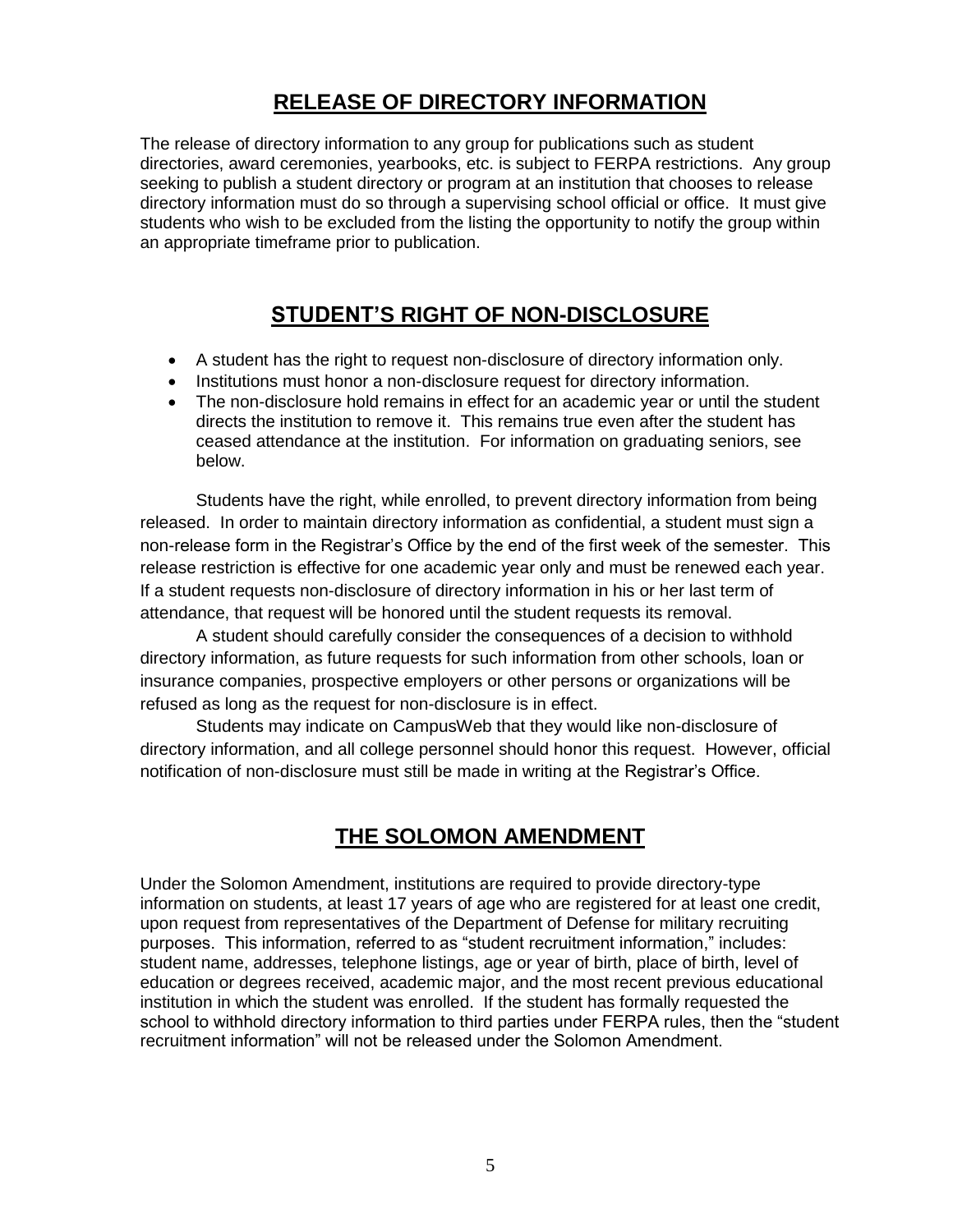## RELEASE OF DIRECTORY INFORMATION

The release of directory information to any group for publications such as student directories, award ceremonies, yearbooks, etc. is subject to FERPA restrictions. Any group seeking to publish a student directory or program at an institution that chooses to release directory information must do so through a supervising school official or office. It must give students who wish to be excluded from the listing the opportunity to notify the group within an appropriate timeframe prior to publication.

## STUDENT'S RIGHT OF NON-DISCLOSURE

- A student has the right to request non-disclosure of directory information only.
- Institutions must honor a non-disclosure request for directory information.
- The non-disclosure hold remains in effect for an academic year or until the student directs the institution to remove it. This remains true even after the student has ceased attendance at the institution. For information on graduating seniors, see below.

Students have the right, while enrolled, to prevent directory information from being released. In order to maintain directory information as confidential, a student must sign a non-release form in the Registrar's Office by the end of the first week of the semester. This release restriction is effective for one academic year only and must be renewed each year. If a student requests non-disclosure of directory information in his or her last term of attendance, that request will be honored until the student requests its removal.

A student should carefully consider the consequences of a decision to withhold directory information, as future requests for such information from other schools, loan or insurance companies, prospective employers or other persons or organizations will be refused as long as the request for non-disclosure is in effect.

Students may indicate on CampusWeb that they would like non-disclosure of directory information, and all college personnel should honor this request. However, official notification of non-disclosure must still be made in writing at the Registrar's Office.

## THE SOLOMON AMENDMENT

Under the Solomon Amendment, institutions are required to provide directory-type information on students, at least 17 years of age who are registered for at least one credit, upon request from representatives of the Department of Defense for military recruiting purposes. This information, referred to as "student recruitment information," includes: student name, addresses, telephone listings, age or year of birth, place of birth, level of education or degrees received, academic major, and the most recent previous educational institution in which the student was enrolled. If the student has formally requested the school to withhold directory information to third parties under FERPA rules, then the "student recruitment information" will not be released under the Solomon Amendment.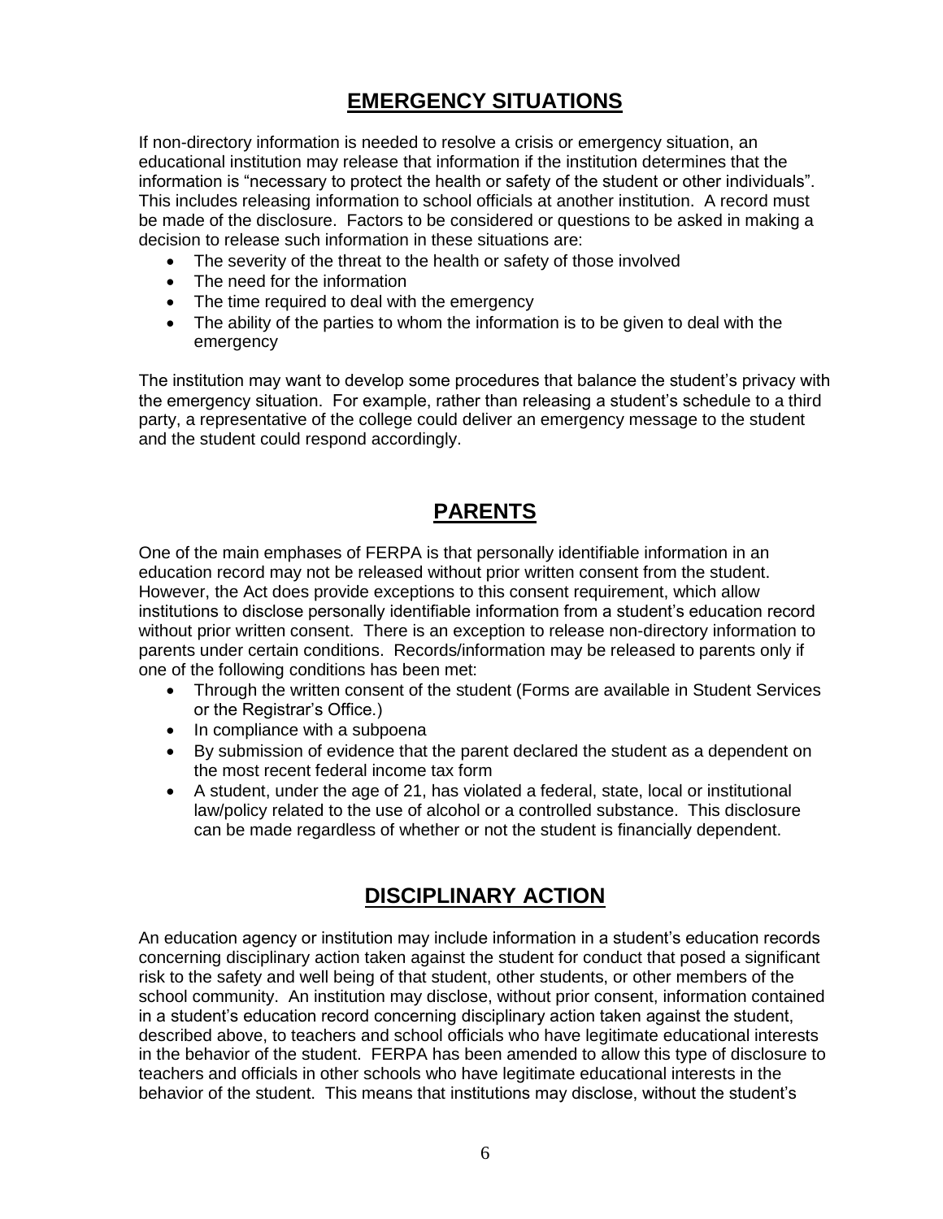## EMERGENCY SITUATIONS

If non-directory information is needed to resolve a crisis or emergency situation, an educational institution may release that information if the institution determines that the information is "necessary to protect the health or safety of the student or other individuals". This includes releasing information to school officials at another institution. A record must be made of the disclosure. Factors to be considered or questions to be asked in making a decision to release such information in these situations are:

- The severity of the threat to the health or safety of those involved
- The need for the information
- The time required to deal with the emergency
- The ability of the parties to whom the information is to be given to deal with the emergency

The institution may want to develop some procedures that balance the student's privacy with the emergency situation. For example, rather than releasing a student's schedule to a third party, a representative of the college could deliver an emergency message to the student and the student could respond accordingly.

## PARENTS

One of the main emphases of FERPA is that personally identifiable information in an education record may not be released without prior written consent from the student. However, the Act does provide exceptions to this consent requirement, which allow institutions to disclose personally identifiable information from a student's education record without prior written consent. There is an exception to release non-directory information to parents under certain conditions. Records/information may be released to parents only if one of the following conditions has been met:

- Through the written consent of the student (Forms are available in Student Services or the Registrar's Office.)
- In compliance with a subpoena
- By submission of evidence that the parent declared the student as a dependent on the most recent federal income tax form
- A student, under the age of 21, has violated a federal, state, local or institutional law/policy related to the use of alcohol or a controlled substance. This disclosure can be made regardless of whether or not the student is financially dependent.

## DISCIPLINARY ACTION

An education agency or institution may include information in a student's education records concerning disciplinary action taken against the student for conduct that posed a significant risk to the safety and well being of that student, other students, or other members of the school community. An institution may disclose, without prior consent, information contained in a student's education record concerning disciplinary action taken against the student, described above, to teachers and school officials who have legitimate educational interests in the behavior of the student. FERPA has been amended to allow this type of disclosure to teachers and officials in other schools who have legitimate educational interests in the behavior of the student. This means that institutions may disclose, without the student's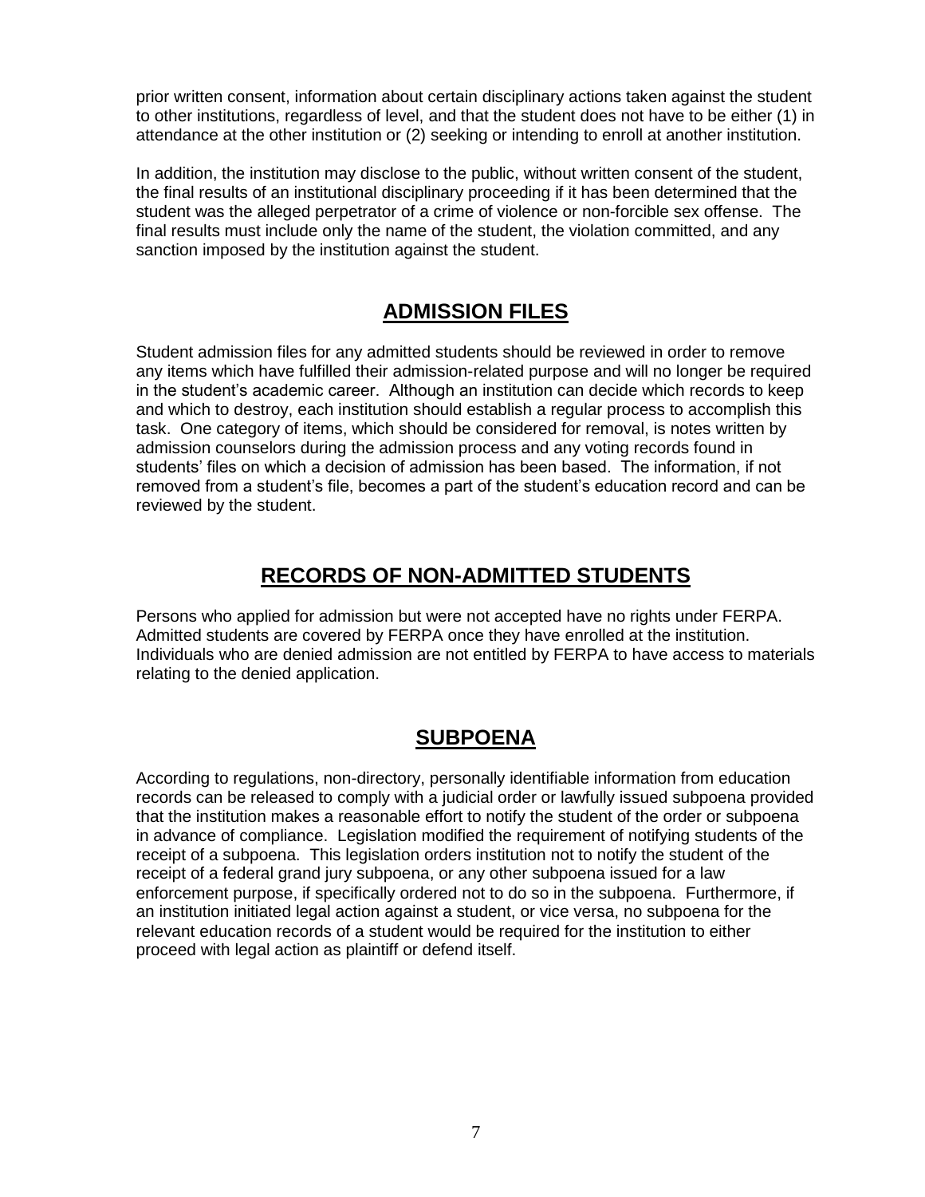prior written consent, information about certain disciplinary actions taken against the student to other institutions, regardless of level, and that the student does not have to be either (1) in attendance at the other institution or (2) seeking or intending to enroll at another institution.

In addition, the institution may disclose to the public, without written consent of the student, the final results of an institutional disciplinary proceeding if it has been determined that the student was the alleged perpetrator of a crime of violence or non-forcible sex offense. The final results must include only the name of the student, the violation committed, and any sanction imposed by the institution against the student.

## ADMISSION FILES

Student admission files for any admitted students should be reviewed in order to remove any items which have fulfilled their admission-related purpose and will no longer be required in the student's academic career. Although an institution can decide which records to keep and which to destroy, each institution should establish a regular process to accomplish this task. One category of items, which should be considered for removal, is notes written by admission counselors during the admission process and any voting records found in students' files on which a decision of admission has been based. The information, if not removed from a student's file, becomes a part of the student's education record and can be reviewed by the student.

## RECORDS OF NON-ADMITTED STUDENTS

Persons who applied for admission but were not accepted have no rights under FERPA. Admitted students are covered by FERPA once they have enrolled at the institution. Individuals who are denied admission are not entitled by FERPA to have access to materials relating to the denied application.

## SUBPOENA

According to regulations, non-directory, personally identifiable information from education records can be released to comply with a judicial order or lawfully issued subpoena provided that the institution makes a reasonable effort to notify the student of the order or subpoena in advance of compliance. Legislation modified the requirement of notifying students of the receipt of a subpoena. This legislation orders institution not to notify the student of the receipt of a federal grand jury subpoena, or any other subpoena issued for a law enforcement purpose, if specifically ordered not to do so in the subpoena. Furthermore, if an institution initiated legal action against a student, or vice versa, no subpoena for the relevant education records of a student would be required for the institution to either proceed with legal action as plaintiff or defend itself.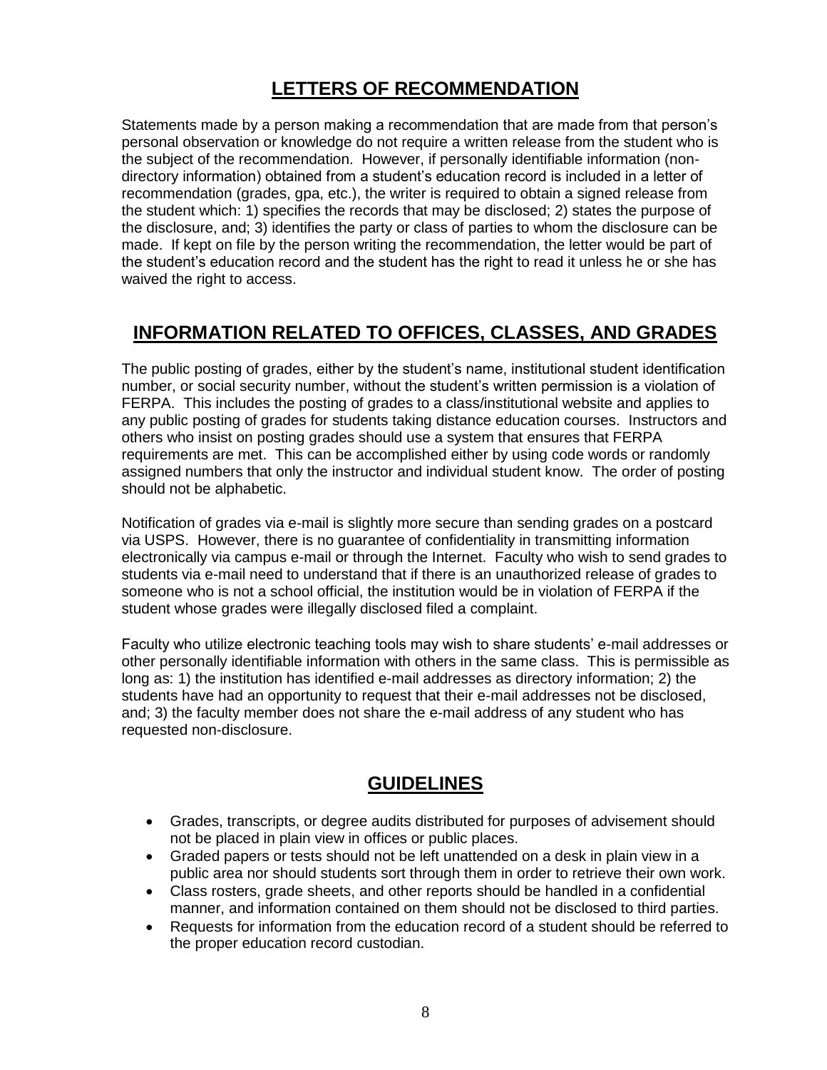## LETTERS OF RECOMMENDATION

Statements made by a person making a recommendation that are made from that person's personal observation or knowledge do not require a written release from the student who is the subject of the recommendation. However, if personally identifiable information (non-directory information) obtained from a student's education record is included in a letter of recommendation (grades, gpa, etc.), the writer is required to obtain a signed release from the student which: 1) specifies the records that may be disclosed; 2) states the purpose of the disclosure, and; 3) identifies the party or class of parties to whom the disclosure can be made. If kept on file by the person writing the recommendation, the letter would be part of the student's education record and the student has the right to read it unless he or she has waived the right to access.

## INFORMATION RELATED TO OFFICES, CLASSES, AND GRADES

The public posting of grades, either by the student's name, institutional student identification number, or social security number, without the student's written permission is a violation of FERPA. This includes the posting of grades to a class/institutional website and applies to any public posting of grades for students taking distance education courses. Instructors and others who insist on posting grades should use a system that ensures that FERPA requirements are met. This can be accomplished either by using code words or randomly assigned numbers that only the instructor and individual student know. The order of posting should not be alphabetic.

Notification of grades via e-mail is slightly more secure than sending grades on a postcard via USPS. However, there is no guarantee of confidentiality in transmitting information electronically via campus e-mail or through the Internet. Faculty who wish to send grades to students via e-mail need to understand that if there is an unauthorized release of grades to someone who is not a school official, the institution would be in violation of FERPA if the student whose grades were illegally disclosed filed a complaint.

Faculty who utilize electronic teaching tools may wish to share students' e-mail addresses or other personally identifiable information with others in the same class. This is permissible as long as: 1) the institution has identified e-mail addresses as directory information; 2) the students have had an opportunity to request that their e-mail addresses not be disclosed, and; 3) the faculty member does not share the e-mail address of any student who has requested non-disclosure.

## GUIDELINES

- Grades, transcripts, or degree audits distributed for purposes of advisement should not be placed in plain view in offices or public places.
- Graded papers or tests should not be left unattended on a desk in plain view in a public area nor should students sort through them in order to retrieve their own work.
- Class rosters, grade sheets, and other reports should be handled in a confidential manner, and information contained on them should not be disclosed to third parties.
- Requests for information from the education record of a student should be referred to the proper education record custodian.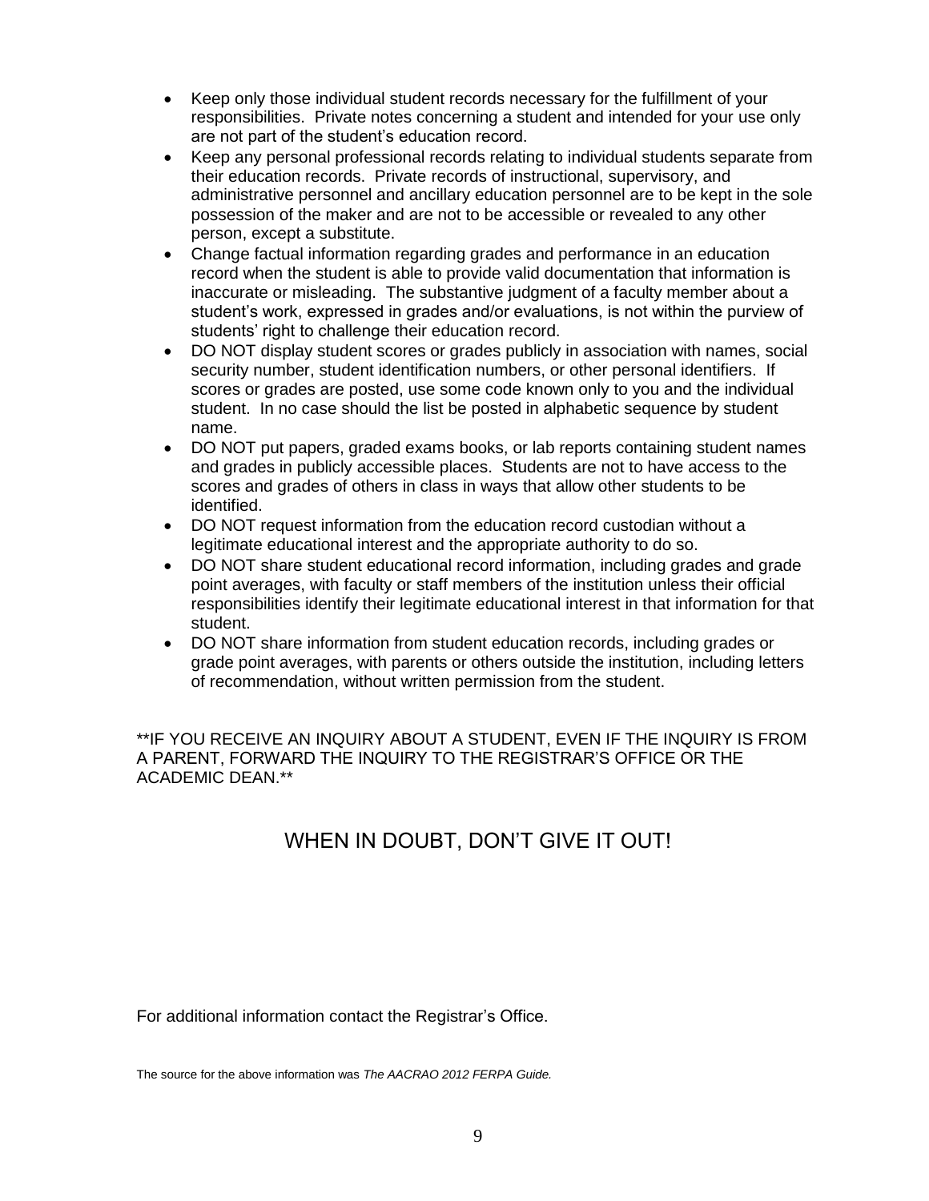- Keep only those individual student records necessary for the fulfillment of your responsibilities. Private notes concerning a student and intended for your use only are not part of the student's education record.
- Keep any personal professional records relating to individual students separate from their education records. Private records of instructional, supervisory, and administrative personnel and ancillary education personnel are to be kept in the sole possession of the maker and are not to be accessible or revealed to any other person, except a substitute.
- Change factual information regarding grades and performance in an education record when the student is able to provide valid documentation that information is inaccurate or misleading. The substantive judgment of a faculty member about a student's work, expressed in grades and/or evaluations, is not within the purview of students' right to challenge their education record.
- DO NOT display student scores or grades publicly in association with names, social security number, student identification numbers, or other personal identifiers. If scores or grades are posted, use some code known only to you and the individual student. In no case should the list be posted in alphabetic sequence by student name.
- DO NOT put papers, graded exams books, or lab reports containing student names and grades in publicly accessible places. Students are not to have access to the scores and grades of others in class in ways that allow other students to be identified.
- DO NOT request information from the education record custodian without a legitimate educational interest and the appropriate authority to do so.
- DO NOT share student educational record information, including grades and grade point averages, with faculty or staff members of the institution unless their official responsibilities identify their legitimate educational interest in that information for that student.
- DO NOT share information from student education records, including grades or grade point averages, with parents or others outside the institution, including letters of recommendation, without written permission from the student.

**IF YOU RECEIVE AN INQUIRY ABOUT A STUDENT, EVEN IF THE INQUIRY IS FROM A PARENT, FORWARD THE INQUIRY TO THE REGISTRAR'S OFFICE OR THE ACADEMIC DEAN.**

## WHEN IN DOUBT, DON'T GIVE IT OUT!

For additional information contact the Registrar's Office.

The source for the above information was *The AACRAO 2012 FERPA Guide.*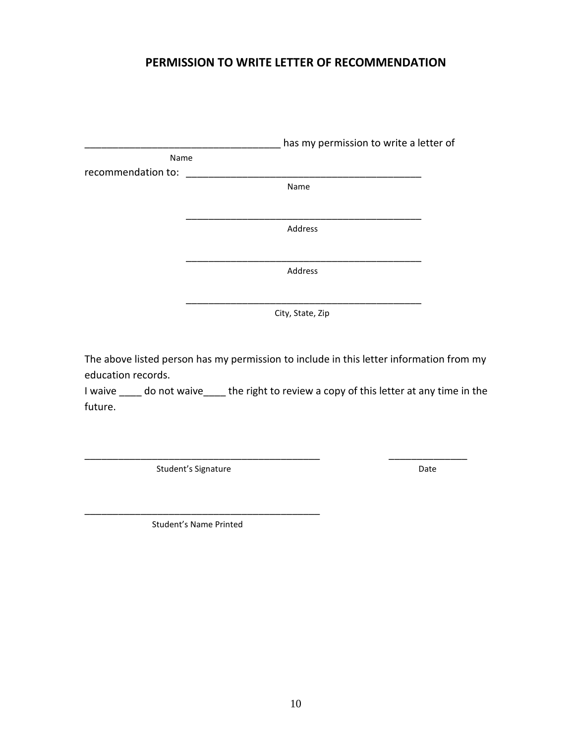# PERMISSION TO WRITE LETTER OF RECOMMENDATION

___________________________________ has my permission to write a letter of
Name

recommendation to: ___________________________________________
Name

___________________________________________
Address

___________________________________________
Address

___________________________________________
City, State, Zip

The above listed person has my permission to include in this letter information from my education records.

I waive ____ do not waive____ the right to review a copy of this letter at any time in the future.

___________________________________________ ______________
Student's Signature Date

___________________________________________
Student's Name Printed